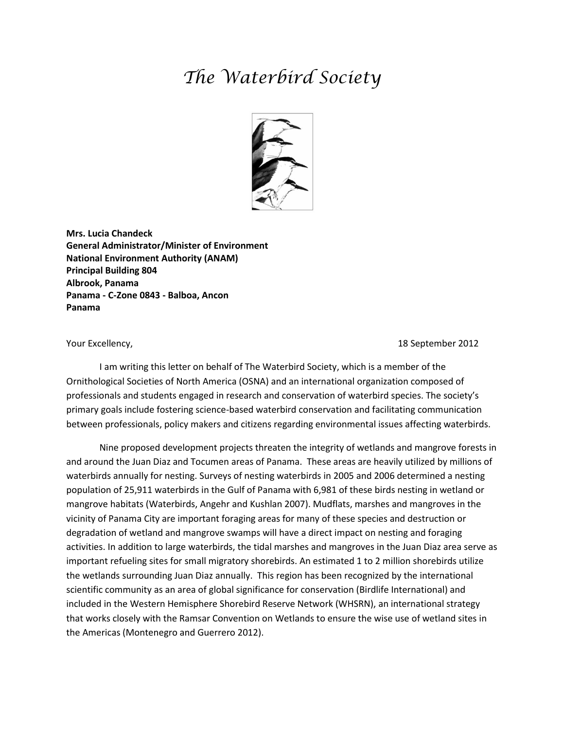# *The Waterbird Society*

**Mrs. Lucia Chandeck**
**General Administrator/Minister of Environment**
**National Environment Authority (ANAM)**
**Principal Building 804**
**Albrook, Panama**
**Panama - C-Zone 0843 - Balboa, Ancon**
**Panama**

Your Excellency, 18 September 2012

I am writing this letter on behalf of The Waterbird Society, which is a member of the Ornithological Societies of North America (OSNA) and an international organization composed of professionals and students engaged in research and conservation of waterbird species. The society's primary goals include fostering science-based waterbird conservation and facilitating communication between professionals, policy makers and citizens regarding environmental issues affecting waterbirds.

Nine proposed development projects threaten the integrity of wetlands and mangrove forests in and around the Juan Diaz and Tocumen areas of Panama. These areas are heavily utilized by millions of waterbirds annually for nesting. Surveys of nesting waterbirds in 2005 and 2006 determined a nesting population of 25,911 waterbirds in the Gulf of Panama with 6,981 of these birds nesting in wetland or mangrove habitats (Waterbirds, Angehr and Kushlan 2007). Mudflats, marshes and mangroves in the vicinity of Panama City are important foraging areas for many of these species and destruction or degradation of wetland and mangrove swamps will have a direct impact on nesting and foraging activities. In addition to large waterbirds, the tidal marshes and mangroves in the Juan Diaz area serve as important refueling sites for small migratory shorebirds. An estimated 1 to 2 million shorebirds utilize the wetlands surrounding Juan Diaz annually. This region has been recognized by the international scientific community as an area of global significance for conservation (Birdlife International) and included in the Western Hemisphere Shorebird Reserve Network (WHSRN), an international strategy that works closely with the Ramsar Convention on Wetlands to ensure the wise use of wetland sites in the Americas (Montenegro and Guerrero 2012).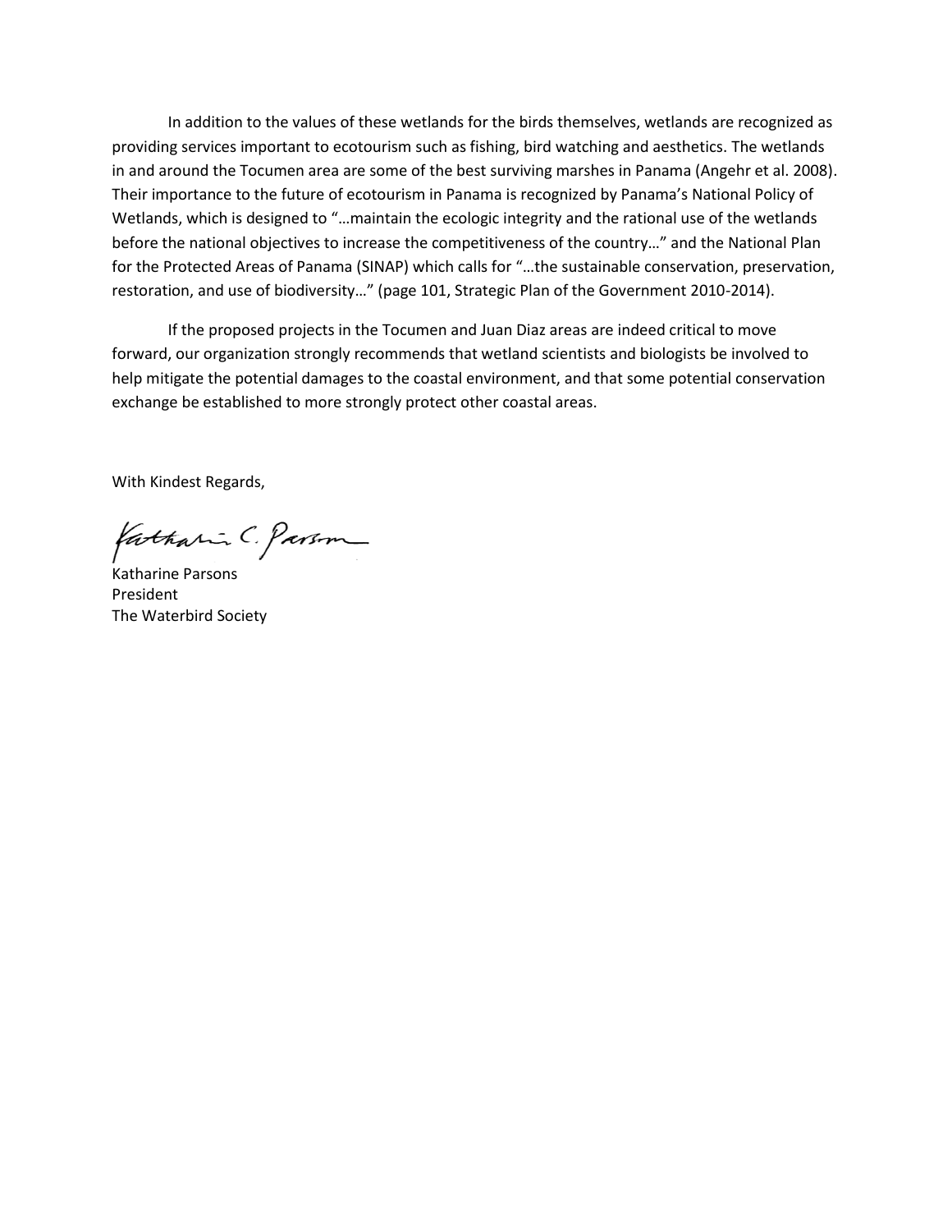In addition to the values of these wetlands for the birds themselves, wetlands are recognized as providing services important to ecotourism such as fishing, bird watching and aesthetics. The wetlands in and around the Tocumen area are some of the best surviving marshes in Panama (Angehr et al. 2008). Their importance to the future of ecotourism in Panama is recognized by Panama's National Policy of Wetlands, which is designed to "…maintain the ecologic integrity and the rational use of the wetlands before the national objectives to increase the competitiveness of the country…" and the National Plan for the Protected Areas of Panama (SINAP) which calls for "…the sustainable conservation, preservation, restoration, and use of biodiversity…" (page 101, Strategic Plan of the Government 2010-2014).

If the proposed projects in the Tocumen and Juan Diaz areas are indeed critical to move forward, our organization strongly recommends that wetland scientists and biologists be involved to help mitigate the potential damages to the coastal environment, and that some potential conservation exchange be established to more strongly protect other coastal areas.

With Kindest Regards,

Katharine C. Parsons

Katharine Parsons
President
The Waterbird Society